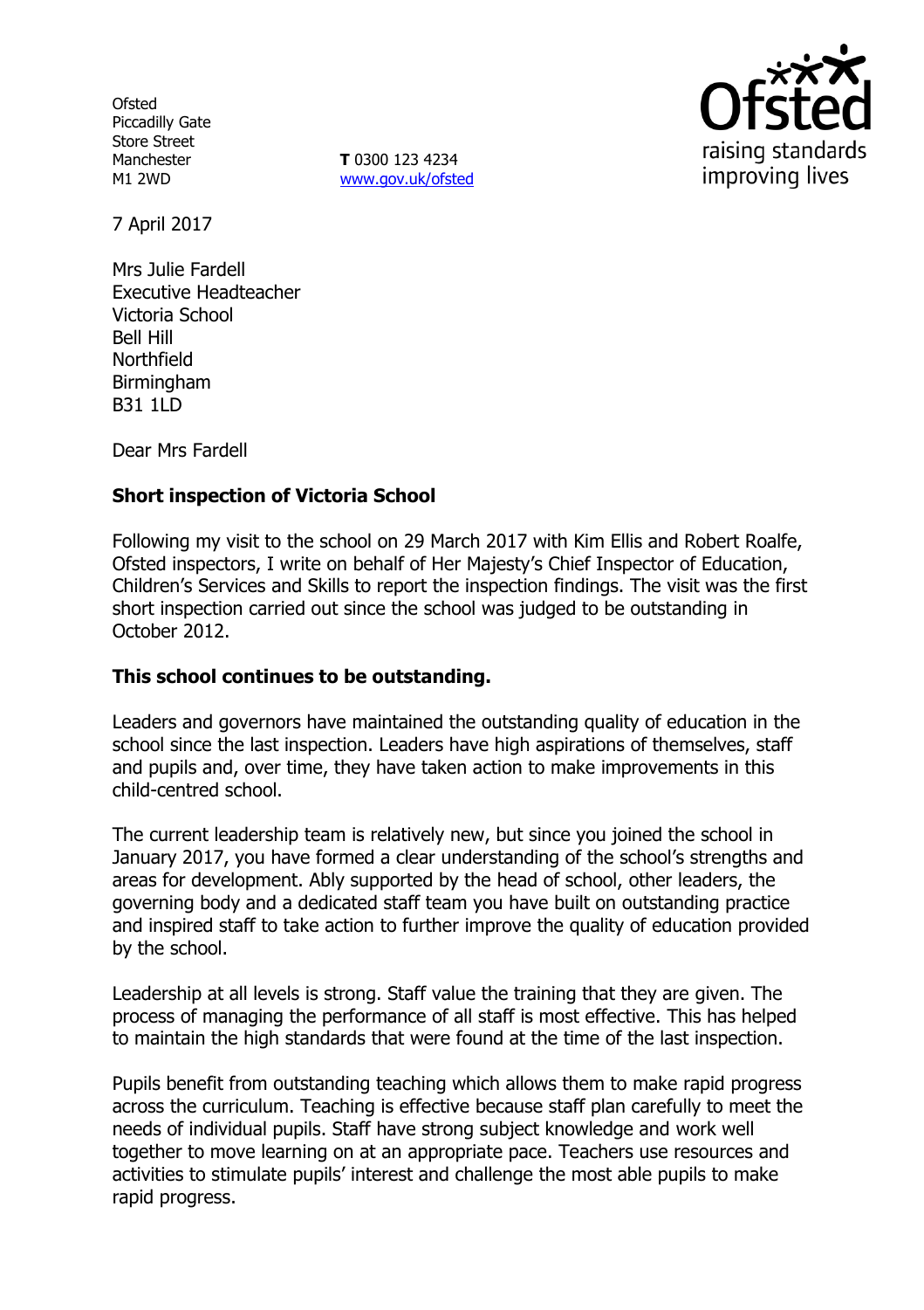Ofsted
Piccadilly Gate
Store Street
Manchester
M1 2WD

**T** 0300 123 4234
www.gov.uk/ofsted

raising standards
improving lives

7 April 2017

Mrs Julie Fardell
Executive Headteacher
Victoria School
Bell Hill
Northfield
Birmingham
B31 1LD

Dear Mrs Fardell

**Short inspection of Victoria School**

Following my visit to the school on 29 March 2017 with Kim Ellis and Robert Roalfe, Ofsted inspectors, I write on behalf of Her Majesty's Chief Inspector of Education, Children's Services and Skills to report the inspection findings. The visit was the first short inspection carried out since the school was judged to be outstanding in October 2012.

**This school continues to be outstanding.**

Leaders and governors have maintained the outstanding quality of education in the school since the last inspection. Leaders have high aspirations of themselves, staff and pupils and, over time, they have taken action to make improvements in this child-centred school.

The current leadership team is relatively new, but since you joined the school in January 2017, you have formed a clear understanding of the school's strengths and areas for development. Ably supported by the head of school, other leaders, the governing body and a dedicated staff team you have built on outstanding practice and inspired staff to take action to further improve the quality of education provided by the school.

Leadership at all levels is strong. Staff value the training that they are given. The process of managing the performance of all staff is most effective. This has helped to maintain the high standards that were found at the time of the last inspection.

Pupils benefit from outstanding teaching which allows them to make rapid progress across the curriculum. Teaching is effective because staff plan carefully to meet the needs of individual pupils. Staff have strong subject knowledge and work well together to move learning on at an appropriate pace. Teachers use resources and activities to stimulate pupils' interest and challenge the most able pupils to make rapid progress.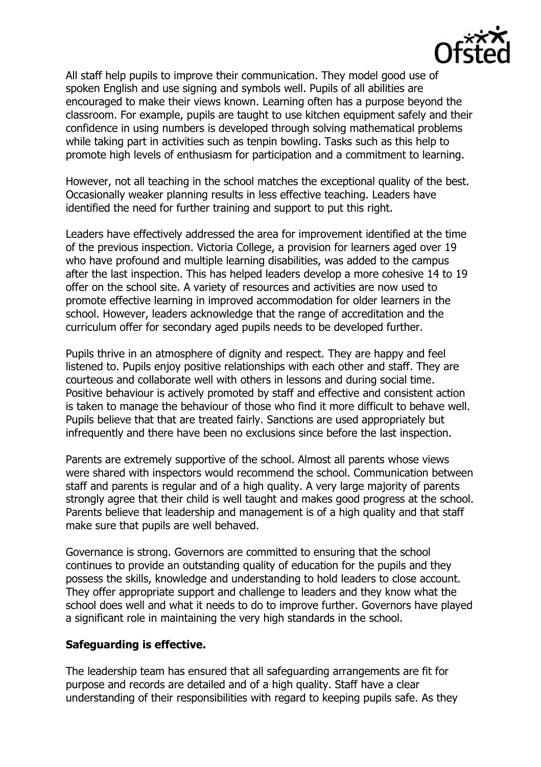All staff help pupils to improve their communication. They model good use of spoken English and use signing and symbols well. Pupils of all abilities are encouraged to make their views known. Learning often has a purpose beyond the classroom. For example, pupils are taught to use kitchen equipment safely and their confidence in using numbers is developed through solving mathematical problems while taking part in activities such as tenpin bowling. Tasks such as this help to promote high levels of enthusiasm for participation and a commitment to learning.

However, not all teaching in the school matches the exceptional quality of the best. Occasionally weaker planning results in less effective teaching. Leaders have identified the need for further training and support to put this right.

Leaders have effectively addressed the area for improvement identified at the time of the previous inspection. Victoria College, a provision for learners aged over 19 who have profound and multiple learning disabilities, was added to the campus after the last inspection. This has helped leaders develop a more cohesive 14 to 19 offer on the school site. A variety of resources and activities are now used to promote effective learning in improved accommodation for older learners in the school. However, leaders acknowledge that the range of accreditation and the curriculum offer for secondary aged pupils needs to be developed further.

Pupils thrive in an atmosphere of dignity and respect. They are happy and feel listened to. Pupils enjoy positive relationships with each other and staff. They are courteous and collaborate well with others in lessons and during social time. Positive behaviour is actively promoted by staff and effective and consistent action is taken to manage the behaviour of those who find it more difficult to behave well. Pupils believe that that are treated fairly. Sanctions are used appropriately but infrequently and there have been no exclusions since before the last inspection.

Parents are extremely supportive of the school. Almost all parents whose views were shared with inspectors would recommend the school. Communication between staff and parents is regular and of a high quality. A very large majority of parents strongly agree that their child is well taught and makes good progress at the school. Parents believe that leadership and management is of a high quality and that staff make sure that pupils are well behaved.

Governance is strong. Governors are committed to ensuring that the school continues to provide an outstanding quality of education for the pupils and they possess the skills, knowledge and understanding to hold leaders to close account. They offer appropriate support and challenge to leaders and they know what the school does well and what it needs to do to improve further. Governors have played a significant role in maintaining the very high standards in the school.

**Safeguarding is effective.**

The leadership team has ensured that all safeguarding arrangements are fit for purpose and records are detailed and of a high quality. Staff have a clear understanding of their responsibilities with regard to keeping pupils safe. As they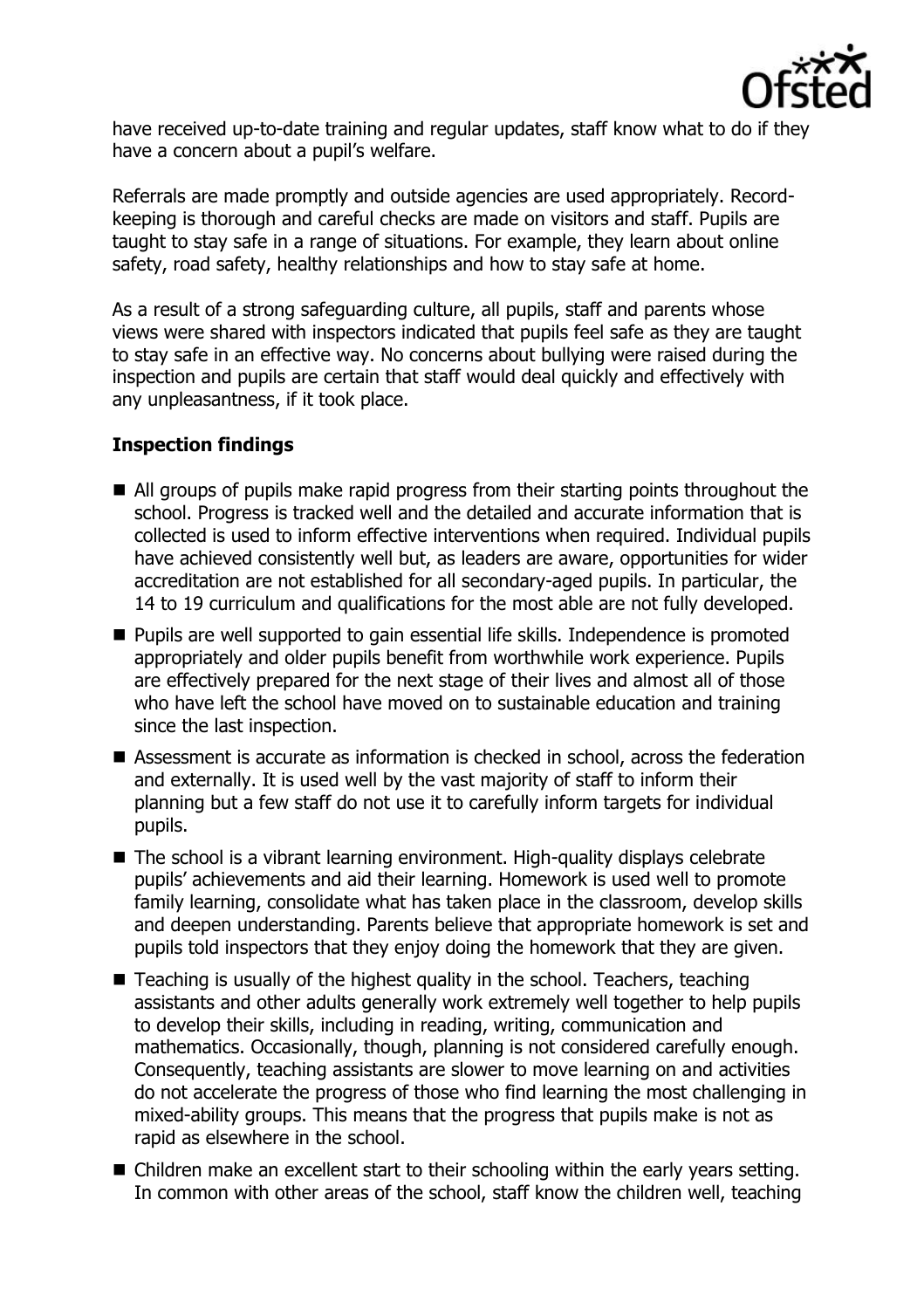have received up-to-date training and regular updates, staff know what to do if they have a concern about a pupil's welfare.

Referrals are made promptly and outside agencies are used appropriately. Record-keeping is thorough and careful checks are made on visitors and staff. Pupils are taught to stay safe in a range of situations. For example, they learn about online safety, road safety, healthy relationships and how to stay safe at home.

As a result of a strong safeguarding culture, all pupils, staff and parents whose views were shared with inspectors indicated that pupils feel safe as they are taught to stay safe in an effective way. No concerns about bullying were raised during the inspection and pupils are certain that staff would deal quickly and effectively with any unpleasantness, if it took place.

## Inspection findings

- All groups of pupils make rapid progress from their starting points throughout the school. Progress is tracked well and the detailed and accurate information that is collected is used to inform effective interventions when required. Individual pupils have achieved consistently well but, as leaders are aware, opportunities for wider accreditation are not established for all secondary-aged pupils. In particular, the 14 to 19 curriculum and qualifications for the most able are not fully developed.
- Pupils are well supported to gain essential life skills. Independence is promoted appropriately and older pupils benefit from worthwhile work experience. Pupils are effectively prepared for the next stage of their lives and almost all of those who have left the school have moved on to sustainable education and training since the last inspection.
- Assessment is accurate as information is checked in school, across the federation and externally. It is used well by the vast majority of staff to inform their planning but a few staff do not use it to carefully inform targets for individual pupils.
- The school is a vibrant learning environment. High-quality displays celebrate pupils' achievements and aid their learning. Homework is used well to promote family learning, consolidate what has taken place in the classroom, develop skills and deepen understanding. Parents believe that appropriate homework is set and pupils told inspectors that they enjoy doing the homework that they are given.
- Teaching is usually of the highest quality in the school. Teachers, teaching assistants and other adults generally work extremely well together to help pupils to develop their skills, including in reading, writing, communication and mathematics. Occasionally, though, planning is not considered carefully enough. Consequently, teaching assistants are slower to move learning on and activities do not accelerate the progress of those who find learning the most challenging in mixed-ability groups. This means that the progress that pupils make is not as rapid as elsewhere in the school.
- Children make an excellent start to their schooling within the early years setting. In common with other areas of the school, staff know the children well, teaching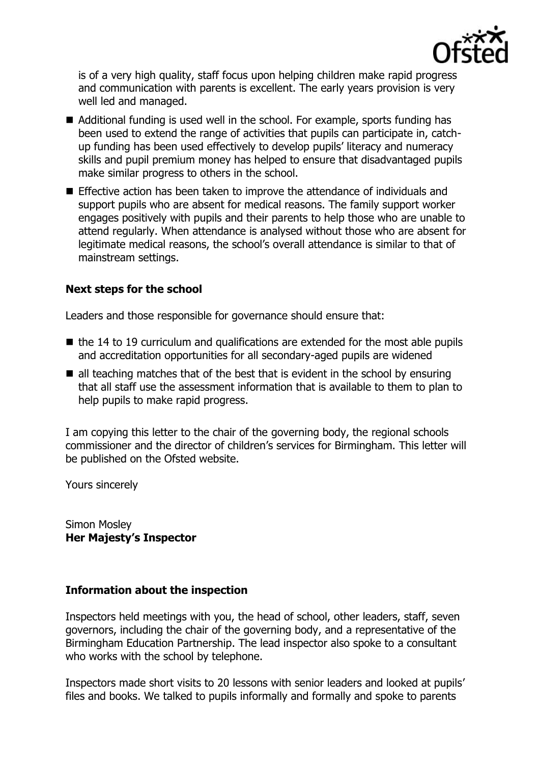is of a very high quality, staff focus upon helping children make rapid progress and communication with parents is excellent. The early years provision is very well led and managed.

- Additional funding is used well in the school. For example, sports funding has been used to extend the range of activities that pupils can participate in, catch-up funding has been used effectively to develop pupils' literacy and numeracy skills and pupil premium money has helped to ensure that disadvantaged pupils make similar progress to others in the school.
- Effective action has been taken to improve the attendance of individuals and support pupils who are absent for medical reasons. The family support worker engages positively with pupils and their parents to help those who are unable to attend regularly. When attendance is analysed without those who are absent for legitimate medical reasons, the school's overall attendance is similar to that of mainstream settings.

### Next steps for the school

Leaders and those responsible for governance should ensure that:

- the 14 to 19 curriculum and qualifications are extended for the most able pupils and accreditation opportunities for all secondary-aged pupils are widened
- all teaching matches that of the best that is evident in the school by ensuring that all staff use the assessment information that is available to them to plan to help pupils to make rapid progress.

I am copying this letter to the chair of the governing body, the regional schools commissioner and the director of children's services for Birmingham. This letter will be published on the Ofsted website.

Yours sincerely

Simon Mosley
**Her Majesty's Inspector**

### Information about the inspection

Inspectors held meetings with you, the head of school, other leaders, staff, seven governors, including the chair of the governing body, and a representative of the Birmingham Education Partnership. The lead inspector also spoke to a consultant who works with the school by telephone.

Inspectors made short visits to 20 lessons with senior leaders and looked at pupils' files and books. We talked to pupils informally and formally and spoke to parents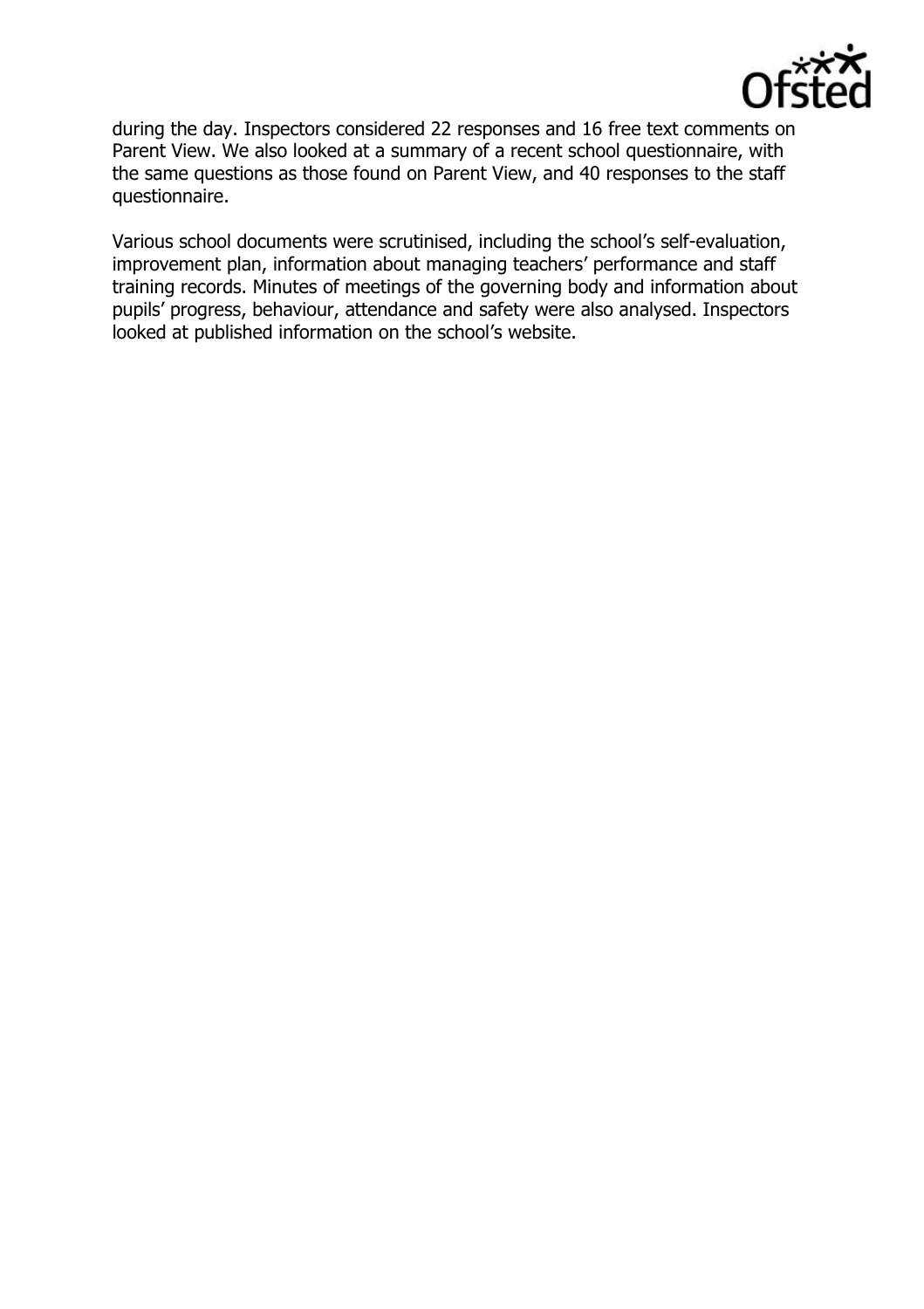during the day. Inspectors considered 22 responses and 16 free text comments on Parent View. We also looked at a summary of a recent school questionnaire, with the same questions as those found on Parent View, and 40 responses to the staff questionnaire.

Various school documents were scrutinised, including the school's self-evaluation, improvement plan, information about managing teachers' performance and staff training records. Minutes of meetings of the governing body and information about pupils' progress, behaviour, attendance and safety were also analysed. Inspectors looked at published information on the school's website.